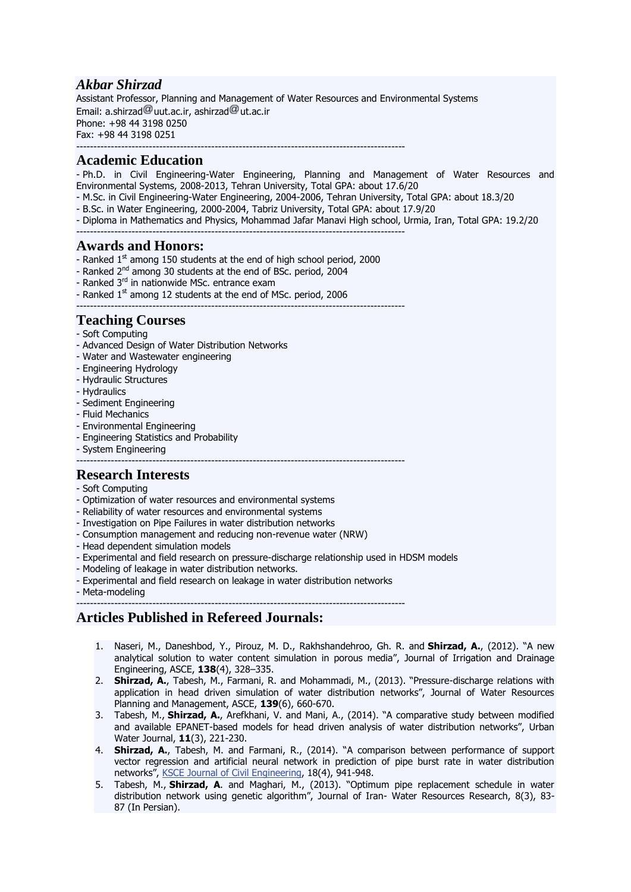# *Akbar Shirzad*

Assistant Professor, Planning and Management of Water Resources and Environmental Systems
Email: a.shirzad@uut.ac.ir, ashirzad@ut.ac.ir
Phone: +98 44 3198 0250
Fax: +98 44 3198 0251

---

## Academic Education

- Ph.D. in Civil Engineering-Water Engineering, Planning and Management of Water Resources and Environmental Systems, 2008-2013, Tehran University, Total GPA: about 17.6/20
- M.Sc. in Civil Engineering-Water Engineering, 2004-2006, Tehran University, Total GPA: about 18.3/20
- B.Sc. in Water Engineering, 2000-2004, Tabriz University, Total GPA: about 17.9/20
- Diploma in Mathematics and Physics, Mohammad Jafar Manavi High school, Urmia, Iran, Total GPA: 19.2/20

---

## Awards and Honors:

- Ranked 1st among 150 students at the end of high school period, 2000
- Ranked 2nd among 30 students at the end of BSc. period, 2004
- Ranked 3rd in nationwide MSc. entrance exam
- Ranked 1st among 12 students at the end of MSc. period, 2006

---

## Teaching Courses

- Soft Computing
- Advanced Design of Water Distribution Networks
- Water and Wastewater engineering
- Engineering Hydrology
- Hydraulic Structures
- Hydraulics
- Sediment Engineering
- Fluid Mechanics
- Environmental Engineering
- Engineering Statistics and Probability
- System Engineering

---

## Research Interests

- Soft Computing
- Optimization of water resources and environmental systems
- Reliability of water resources and environmental systems
- Investigation on Pipe Failures in water distribution networks
- Consumption management and reducing non-revenue water (NRW)
- Head dependent simulation models
- Experimental and field research on pressure-discharge relationship used in HDSM models
- Modeling of leakage in water distribution networks.
- Experimental and field research on leakage in water distribution networks
- Meta-modeling

---

## Articles Published in Refereed Journals:

1. Naseri, M., Daneshbod, Y., Pirouz, M. D., Rakhshandehroo, Gh. R. and **Shirzad, A.**, (2012). "A new analytical solution to water content simulation in porous media", Journal of Irrigation and Drainage Engineering, ASCE, **138**(4), 328–335.
2. **Shirzad, A.**, Tabesh, M., Farmani, R. and Mohammadi, M., (2013). "Pressure-discharge relations with application in head driven simulation of water distribution networks", Journal of Water Resources Planning and Management, ASCE, **139**(6), 660-670.
3. Tabesh, M., **Shirzad, A.**, Arefkhani, V. and Mani, A., (2014). "A comparative study between modified and available EPANET-based models for head driven analysis of water distribution networks", Urban Water Journal, **11**(3), 221-230.
4. **Shirzad, A.**, Tabesh, M. and Farmani, R., (2014). "A comparison between performance of support vector regression and artificial neural network in prediction of pipe burst rate in water distribution networks", KSCE Journal of Civil Engineering, 18(4), 941-948.
5. Tabesh, M., **Shirzad, A**. and Maghari, M., (2013). "Optimum pipe replacement schedule in water distribution network using genetic algorithm", Journal of Iran- Water Resources Research, 8(3), 83-87 (In Persian).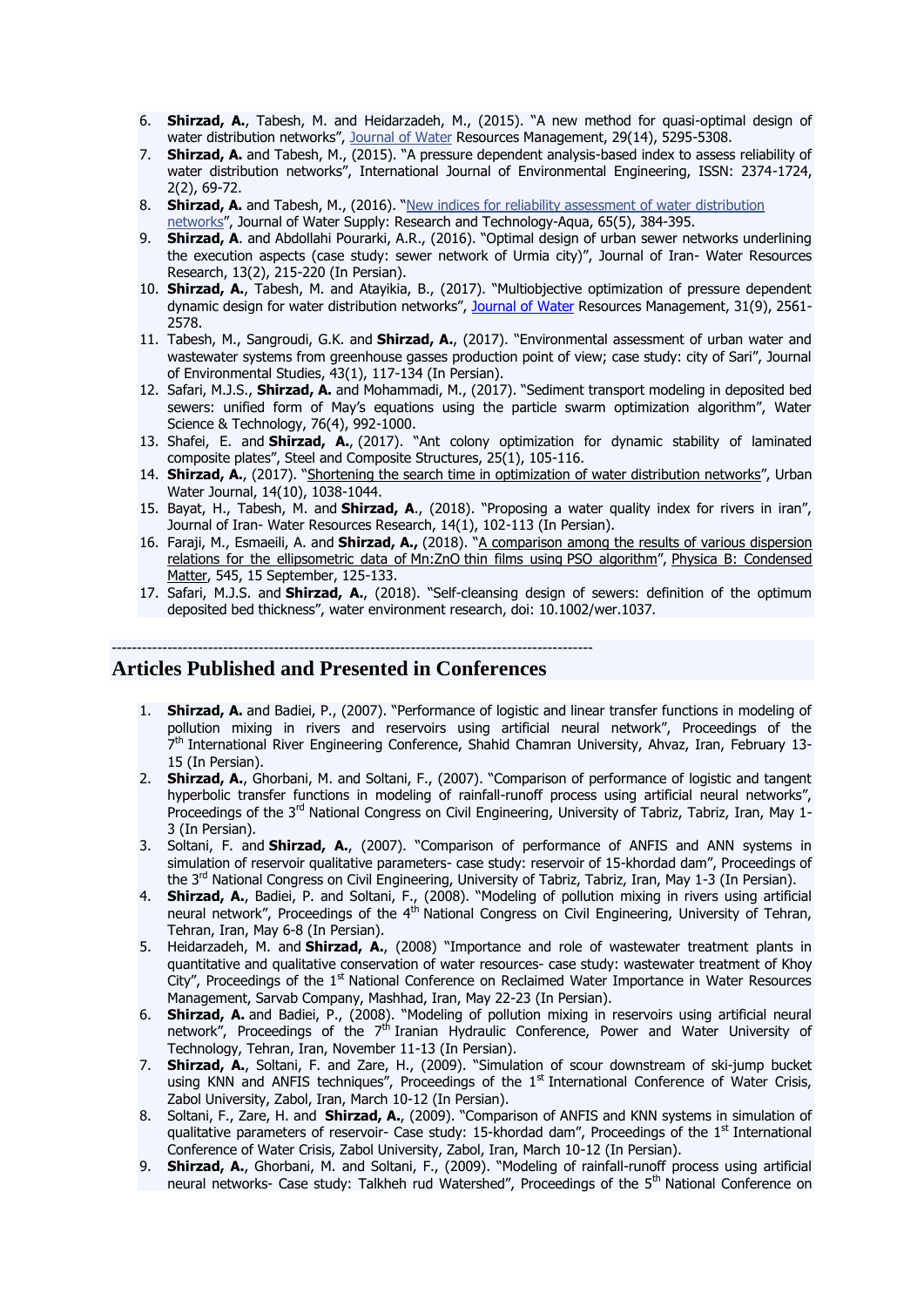6. **Shirzad, A.**, Tabesh, M. and Heidarzadeh, M., (2015). "A new method for quasi-optimal design of water distribution networks", Journal of Water Resources Management, 29(14), 5295-5308.
7. **Shirzad, A.** and Tabesh, M., (2015). "A pressure dependent analysis-based index to assess reliability of water distribution networks", International Journal of Environmental Engineering, ISSN: 2374-1724, 2(2), 69-72.
8. **Shirzad, A.** and Tabesh, M., (2016). "New indices for reliability assessment of water distribution networks", Journal of Water Supply: Research and Technology-Aqua, 65(5), 384-395.
9. **Shirzad, A**. and Abdollahi Pourarki, A.R., (2016). "Optimal design of urban sewer networks underlining the execution aspects (case study: sewer network of Urmia city)", Journal of Iran- Water Resources Research, 13(2), 215-220 (In Persian).
10. **Shirzad, A.**, Tabesh, M. and Atayikia, B., (2017). "Multiobjective optimization of pressure dependent dynamic design for water distribution networks", Journal of Water Resources Management, 31(9), 2561-2578.
11. Tabesh, M., Sangroudi, G.K. and **Shirzad, A.**, (2017). "Environmental assessment of urban water and wastewater systems from greenhouse gasses production point of view; case study: city of Sari", Journal of Environmental Studies, 43(1), 117-134 (In Persian).
12. Safari, M.J.S., **Shirzad, A.** and Mohammadi, M., (2017). "Sediment transport modeling in deposited bed sewers: unified form of May's equations using the particle swarm optimization algorithm", Water Science & Technology, 76(4), 992-1000.
13. Shafei, E. and **Shirzad, A.**, (2017). "Ant colony optimization for dynamic stability of laminated composite plates", Steel and Composite Structures, 25(1), 105-116.
14. **Shirzad, A.**, (2017). "Shortening the search time in optimization of water distribution networks", Urban Water Journal, 14(10), 1038-1044.
15. Bayat, H., Tabesh, M. and **Shirzad, A**., (2018). "Proposing a water quality index for rivers in iran", Journal of Iran- Water Resources Research, 14(1), 102-113 (In Persian).
16. Faraji, M., Esmaeili, A. and **Shirzad, A.,** (2018). "A comparison among the results of various dispersion relations for the ellipsometric data of Mn:ZnO thin films using PSO algorithm", Physica B: Condensed Matter, 545, 15 September, 125-133.
17. Safari, M.J.S. and **Shirzad, A.**, (2018). "Self-cleansing design of sewers: definition of the optimum deposited bed thickness", water environment research, doi: 10.1002/wer.1037.

----------------------------------------------------------------------------------------------

## Articles Published and Presented in Conferences

1. **Shirzad, A.** and Badiei, P., (2007). "Performance of logistic and linear transfer functions in modeling of pollution mixing in rivers and reservoirs using artificial neural network", Proceedings of the 7th International River Engineering Conference, Shahid Chamran University, Ahvaz, Iran, February 13-15 (In Persian).
2. **Shirzad, A.**, Ghorbani, M. and Soltani, F., (2007). "Comparison of performance of logistic and tangent hyperbolic transfer functions in modeling of rainfall-runoff process using artificial neural networks", Proceedings of the 3rd National Congress on Civil Engineering, University of Tabriz, Tabriz, Iran, May 1-3 (In Persian).
3. Soltani, F. and **Shirzad, A.**, (2007). "Comparison of performance of ANFIS and ANN systems in simulation of reservoir qualitative parameters- case study: reservoir of 15-khordad dam", Proceedings of the 3rd National Congress on Civil Engineering, University of Tabriz, Tabriz, Iran, May 1-3 (In Persian).
4. **Shirzad, A.**, Badiei, P. and Soltani, F., (2008). "Modeling of pollution mixing in rivers using artificial neural network", Proceedings of the 4th National Congress on Civil Engineering, University of Tehran, Tehran, Iran, May 6-8 (In Persian).
5. Heidarzadeh, M. and **Shirzad, A.**, (2008) "Importance and role of wastewater treatment plants in quantitative and qualitative conservation of water resources- case study: wastewater treatment of Khoy City", Proceedings of the 1st National Conference on Reclaimed Water Importance in Water Resources Management, Sarvab Company, Mashhad, Iran, May 22-23 (In Persian).
6. **Shirzad, A.** and Badiei, P., (2008). "Modeling of pollution mixing in reservoirs using artificial neural network", Proceedings of the 7th Iranian Hydraulic Conference, Power and Water University of Technology, Tehran, Iran, November 11-13 (In Persian).
7. **Shirzad, A.**, Soltani, F. and Zare, H., (2009). "Simulation of scour downstream of ski-jump bucket using KNN and ANFIS techniques", Proceedings of the 1st International Conference of Water Crisis, Zabol University, Zabol, Iran, March 10-12 (In Persian).
8. Soltani, F., Zare, H. and **Shirzad, A.**, (2009). "Comparison of ANFIS and KNN systems in simulation of qualitative parameters of reservoir- Case study: 15-khordad dam", Proceedings of the 1st International Conference of Water Crisis, Zabol University, Zabol, Iran, March 10-12 (In Persian).
9. **Shirzad, A.**, Ghorbani, M. and Soltani, F., (2009). "Modeling of rainfall-runoff process using artificial neural networks- Case study: Talkheh rud Watershed", Proceedings of the 5th National Conference on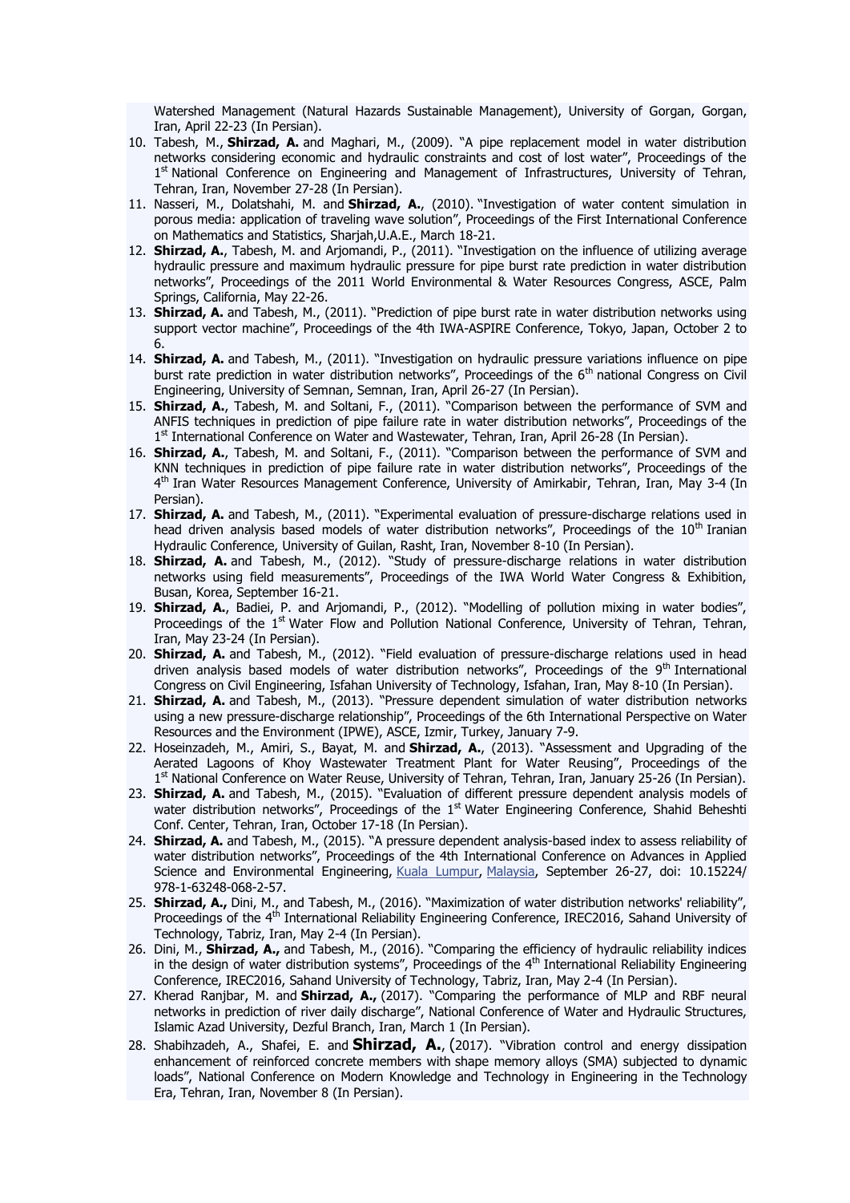Watershed Management (Natural Hazards Sustainable Management), University of Gorgan, Gorgan, Iran, April 22-23 (In Persian).

10. Tabesh, M., **Shirzad, A.** and Maghari, M., (2009). "A pipe replacement model in water distribution networks considering economic and hydraulic constraints and cost of lost water", Proceedings of the 1st National Conference on Engineering and Management of Infrastructures, University of Tehran, Tehran, Iran, November 27-28 (In Persian).
11. Nasseri, M., Dolatshahi, M. and **Shirzad, A.**, (2010). "Investigation of water content simulation in porous media: application of traveling wave solution", Proceedings of the First International Conference on Mathematics and Statistics, Sharjah,U.A.E., March 18-21.
12. **Shirzad, A.**, Tabesh, M. and Arjomandi, P., (2011). "Investigation on the influence of utilizing average hydraulic pressure and maximum hydraulic pressure for pipe burst rate prediction in water distribution networks", Proceedings of the 2011 World Environmental & Water Resources Congress, ASCE, Palm Springs, California, May 22-26.
13. **Shirzad, A.** and Tabesh, M., (2011). "Prediction of pipe burst rate in water distribution networks using support vector machine", Proceedings of the 4th IWA-ASPIRE Conference, Tokyo, Japan, October 2 to 6.
14. **Shirzad, A.** and Tabesh, M., (2011). "Investigation on hydraulic pressure variations influence on pipe burst rate prediction in water distribution networks", Proceedings of the 6th national Congress on Civil Engineering, University of Semnan, Semnan, Iran, April 26-27 (In Persian).
15. **Shirzad, A.**, Tabesh, M. and Soltani, F., (2011). "Comparison between the performance of SVM and ANFIS techniques in prediction of pipe failure rate in water distribution networks", Proceedings of the 1st International Conference on Water and Wastewater, Tehran, Iran, April 26-28 (In Persian).
16. **Shirzad, A.**, Tabesh, M. and Soltani, F., (2011). "Comparison between the performance of SVM and KNN techniques in prediction of pipe failure rate in water distribution networks", Proceedings of the 4th Iran Water Resources Management Conference, University of Amirkabir, Tehran, Iran, May 3-4 (In Persian).
17. **Shirzad, A.** and Tabesh, M., (2011). "Experimental evaluation of pressure-discharge relations used in head driven analysis based models of water distribution networks", Proceedings of the 10th Iranian Hydraulic Conference, University of Guilan, Rasht, Iran, November 8-10 (In Persian).
18. **Shirzad, A.** and Tabesh, M., (2012). "Study of pressure-discharge relations in water distribution networks using field measurements", Proceedings of the IWA World Water Congress & Exhibition, Busan, Korea, September 16-21.
19. **Shirzad, A.**, Badiei, P. and Arjomandi, P., (2012). "Modelling of pollution mixing in water bodies", Proceedings of the 1st Water Flow and Pollution National Conference, University of Tehran, Tehran, Iran, May 23-24 (In Persian).
20. **Shirzad, A.** and Tabesh, M., (2012). "Field evaluation of pressure-discharge relations used in head driven analysis based models of water distribution networks", Proceedings of the 9th International Congress on Civil Engineering, Isfahan University of Technology, Isfahan, Iran, May 8-10 (In Persian).
21. **Shirzad, A.** and Tabesh, M., (2013). "Pressure dependent simulation of water distribution networks using a new pressure-discharge relationship", Proceedings of the 6th International Perspective on Water Resources and the Environment (IPWE), ASCE, Izmir, Turkey, January 7-9.
22. Hoseinzadeh, M., Amiri, S., Bayat, M. and **Shirzad, A.**, (2013). "Assessment and Upgrading of the Aerated Lagoons of Khoy Wastewater Treatment Plant for Water Reusing", Proceedings of the 1st National Conference on Water Reuse, University of Tehran, Tehran, Iran, January 25-26 (In Persian).
23. **Shirzad, A.** and Tabesh, M., (2015). "Evaluation of different pressure dependent analysis models of water distribution networks", Proceedings of the 1st Water Engineering Conference, Shahid Beheshti Conf. Center, Tehran, Iran, October 17-18 (In Persian).
24. **Shirzad, A.** and Tabesh, M., (2015). "A pressure dependent analysis-based index to assess reliability of water distribution networks", Proceedings of the 4th International Conference on Advances in Applied Science and Environmental Engineering, Kuala Lumpur, Malaysia, September 26-27, doi: 10.15224/ 978-1-63248-068-2-57.
25. **Shirzad, A.,** Dini, M., and Tabesh, M., (2016). "Maximization of water distribution networks' reliability", Proceedings of the 4th International Reliability Engineering Conference, IREC2016, Sahand University of Technology, Tabriz, Iran, May 2-4 (In Persian).
26. Dini, M., **Shirzad, A.,** and Tabesh, M., (2016). "Comparing the efficiency of hydraulic reliability indices in the design of water distribution systems", Proceedings of the 4th International Reliability Engineering Conference, IREC2016, Sahand University of Technology, Tabriz, Iran, May 2-4 (In Persian).
27. Kherad Ranjbar, M. and **Shirzad, A.,** (2017). "Comparing the performance of MLP and RBF neural networks in prediction of river daily discharge", National Conference of Water and Hydraulic Structures, Islamic Azad University, Dezful Branch, Iran, March 1 (In Persian).
28. Shabihzadeh, A., Shafei, E. and **Shirzad, A.**, (2017). "Vibration control and energy dissipation enhancement of reinforced concrete members with shape memory alloys (SMA) subjected to dynamic loads", National Conference on Modern Knowledge and Technology in Engineering in the Technology Era, Tehran, Iran, November 8 (In Persian).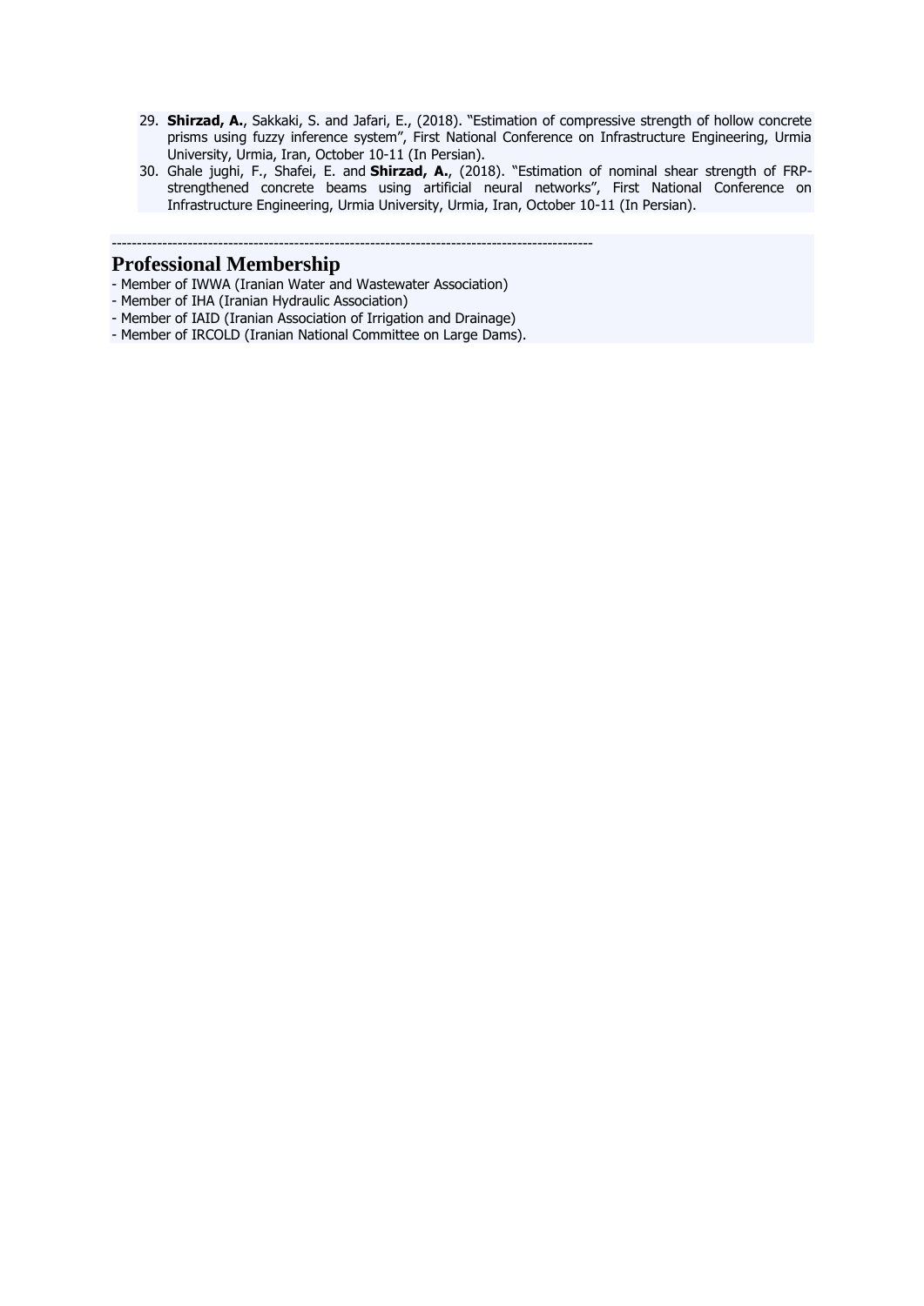29. **Shirzad, A.**, Sakkaki, S. and Jafari, E., (2018). "Estimation of compressive strength of hollow concrete prisms using fuzzy inference system", First National Conference on Infrastructure Engineering, Urmia University, Urmia, Iran, October 10-11 (In Persian).
30. Ghale jughi, F., Shafei, E. and **Shirzad, A.**, (2018). "Estimation of nominal shear strength of FRP-strengthened concrete beams using artificial neural networks", First National Conference on Infrastructure Engineering, Urmia University, Urmia, Iran, October 10-11 (In Persian).

------------------------------------------------------------------------------------------------

## Professional Membership

- Member of IWWA (Iranian Water and Wastewater Association)
- Member of IHA (Iranian Hydraulic Association)
- Member of IAID (Iranian Association of Irrigation and Drainage)
- Member of IRCOLD (Iranian National Committee on Large Dams).